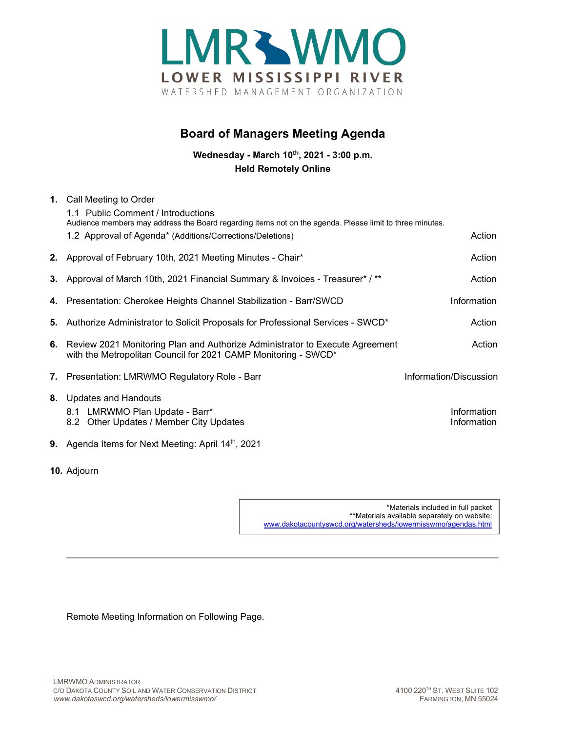# LMR WMO

**LOWER MISSISSIPPI RIVER**

WATERSHED MANAGEMENT ORGANIZATION

## Board of Managers Meeting Agenda

**Wednesday - March 10th, 2021 - 3:00 p.m.**
**Held Remotely Online**

| | | |
|---|---|---|
| **1.** | Call Meeting to Order | |
| | 1.1 Public Comment / Introductions<br>Audience members may address the Board regarding items not on the agenda. Please limit to three minutes. | |
| | 1.2 Approval of Agenda* (Additions/Corrections/Deletions) | Action |
| **2.** | Approval of February 10th, 2021 Meeting Minutes - Chair* | Action |
| **3.** | Approval of March 10th, 2021 Financial Summary & Invoices - Treasurer* / ** | Action |
| **4.** | Presentation: Cherokee Heights Channel Stabilization - Barr/SWCD | Information |
| **5.** | Authorize Administrator to Solicit Proposals for Professional Services - SWCD* | Action |
| **6.** | Review 2021 Monitoring Plan and Authorize Administrator to Execute Agreement with the Metropolitan Council for 2021 CAMP Monitoring - SWCD* | Action |
| **7.** | Presentation: LMRWMO Regulatory Role - Barr | Information/Discussion |
| **8.** | Updates and Handouts | |
| | 8.1 LMRWMO Plan Update - Barr* | Information |
| | 8.2 Other Updates / Member City Updates | Information |
| **9.** | Agenda Items for Next Meeting: April 14th, 2021 | |
| **10.** | Adjourn | |

*Materials included in full packet
**Materials available separately on website:
www.dakotacountyswcd.org/watersheds/lowermisswmo/agendas.html

Remote Meeting Information on Following Page.

LMRWMO ADMINISTRATOR
C/O DAKOTA COUNTY SOIL AND WATER CONSERVATION DISTRICT
*www.dakotaswcd.org/watersheds/lowermisswmo/*

4100 220TH ST. WEST SUITE 102
FARMINGTON, MN 55024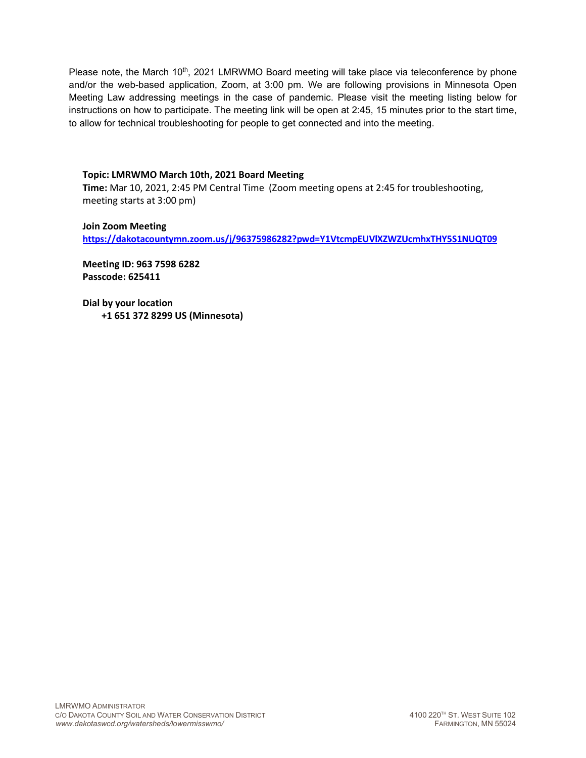Please note, the March 10th, 2021 LMRWMO Board meeting will take place via teleconference by phone and/or the web-based application, Zoom, at 3:00 pm. We are following provisions in Minnesota Open Meeting Law addressing meetings in the case of pandemic. Please visit the meeting listing below for instructions on how to participate. The meeting link will be open at 2:45, 15 minutes prior to the start time, to allow for technical troubleshooting for people to get connected and into the meeting.

**Topic: LMRWMO March 10th, 2021 Board Meeting**
**Time:** Mar 10, 2021, 2:45 PM Central Time (Zoom meeting opens at 2:45 for troubleshooting, meeting starts at 3:00 pm)

**Join Zoom Meeting**
**https://dakotacountymn.zoom.us/j/96375986282?pwd=Y1VtcmpEUVlXZWZUcmhxTHY5S1NUQT09**

**Meeting ID: 963 7598 6282**
**Passcode: 625411**

**Dial by your location**
**+1 651 372 8299 US (Minnesota)**

LMRWMO ADMINISTRATOR
C/O DAKOTA COUNTY SOIL AND WATER CONSERVATION DISTRICT
*www.dakotaswcd.org/watersheds/lowermisswmo/*

4100 220TH ST. WEST SUITE 102
FARMINGTON, MN 55024